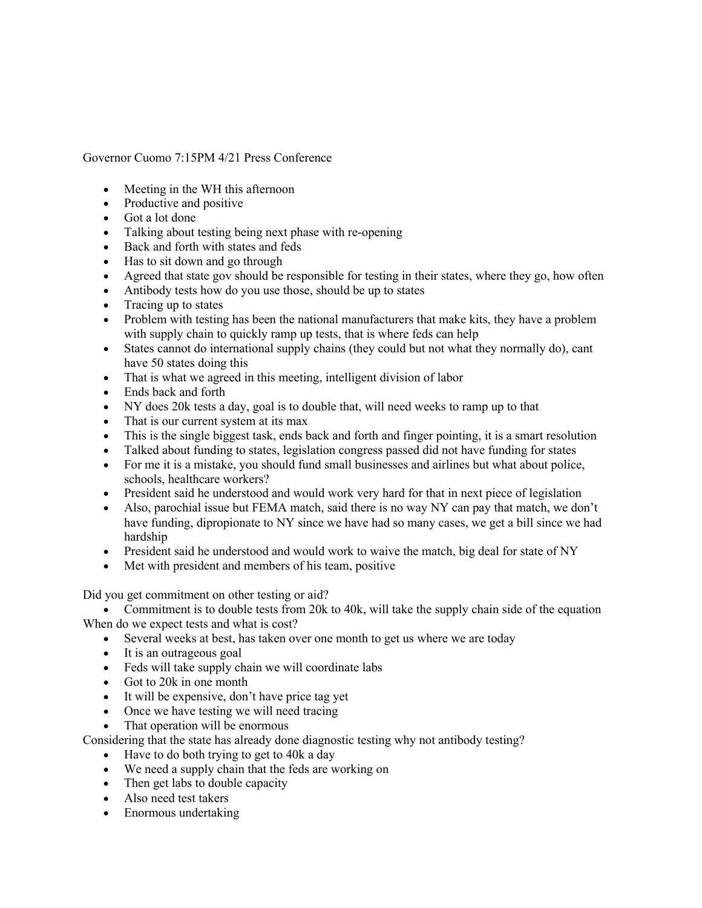Governor Cuomo 7:15PM 4/21 Press Conference

- Meeting in the WH this afternoon
- Productive and positive
- Got a lot done
- Talking about testing being next phase with re-opening
- Back and forth with states and feds
- Has to sit down and go through
- Agreed that state gov should be responsible for testing in their states, where they go, how often
- Antibody tests how do you use those, should be up to states
- Tracing up to states
- Problem with testing has been the national manufacturers that make kits, they have a problem with supply chain to quickly ramp up tests, that is where feds can help
- States cannot do international supply chains (they could but not what they normally do), cant have 50 states doing this
- That is what we agreed in this meeting, intelligent division of labor
- Ends back and forth
- NY does 20k tests a day, goal is to double that, will need weeks to ramp up to that
- That is our current system at its max
- This is the single biggest task, ends back and forth and finger pointing, it is a smart resolution
- Talked about funding to states, legislation congress passed did not have funding for states
- For me it is a mistake, you should fund small businesses and airlines but what about police, schools, healthcare workers?
- President said he understood and would work very hard for that in next piece of legislation
- Also, parochial issue but FEMA match, said there is no way NY can pay that match, we don't have funding, dipropionate to NY since we have had so many cases, we get a bill since we had hardship
- President said he understood and would work to waive the match, big deal for state of NY
- Met with president and members of his team, positive

Did you get commitment on other testing or aid?

- Commitment is to double tests from 20k to 40k, will take the supply chain side of the equation

When do we expect tests and what is cost?

- Several weeks at best, has taken over one month to get us where we are today
- It is an outrageous goal
- Feds will take supply chain we will coordinate labs
- Got to 20k in one month
- It will be expensive, don't have price tag yet
- Once we have testing we will need tracing
- That operation will be enormous

Considering that the state has already done diagnostic testing why not antibody testing?

- Have to do both trying to get to 40k a day
- We need a supply chain that the feds are working on
- Then get labs to double capacity
- Also need test takers
- Enormous undertaking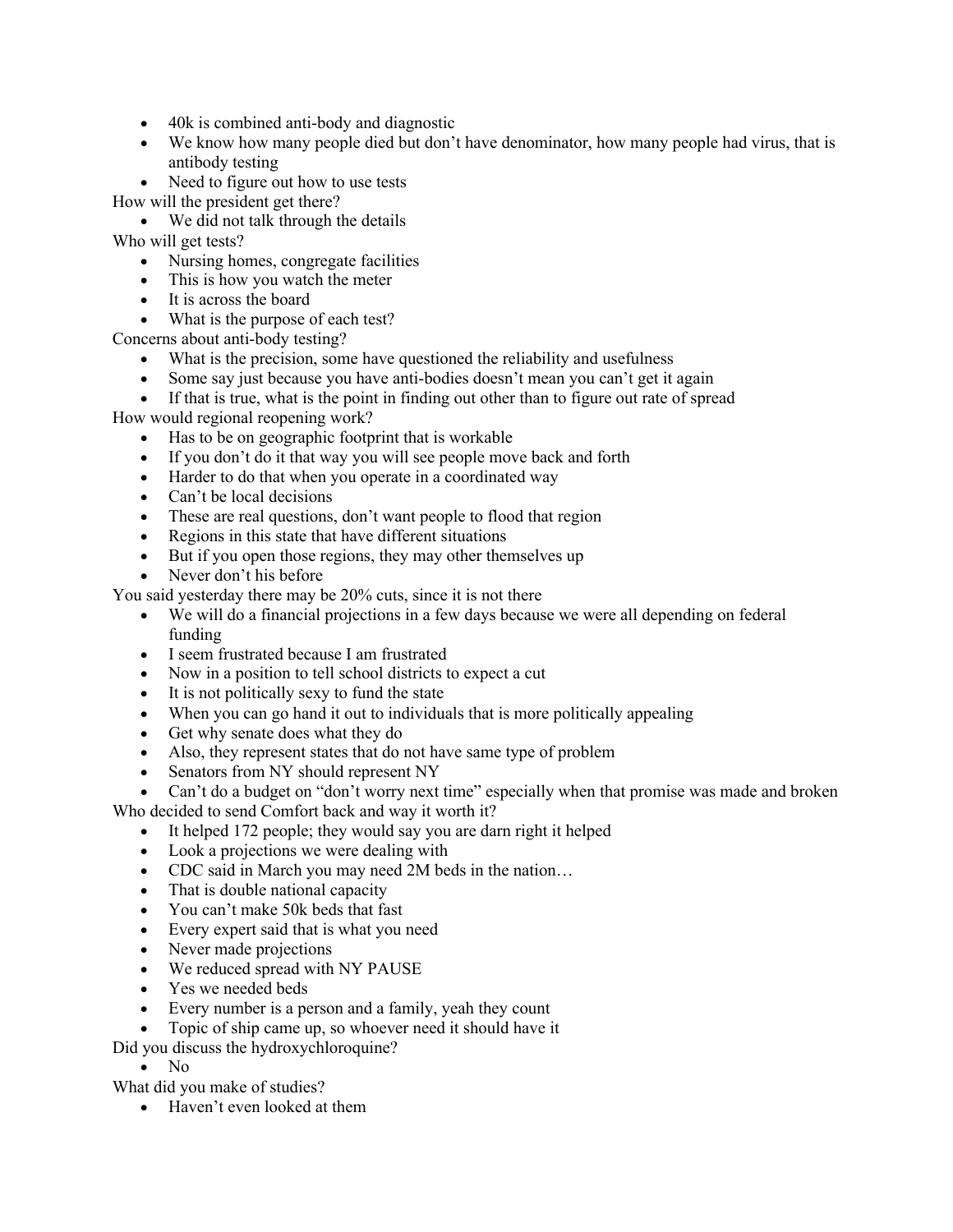- 40k is combined anti-body and diagnostic
- We know how many people died but don't have denominator, how many people had virus, that is antibody testing
- Need to figure out how to use tests

How will the president get there?

- We did not talk through the details

Who will get tests?

- Nursing homes, congregate facilities
- This is how you watch the meter
- It is across the board
- What is the purpose of each test?

Concerns about anti-body testing?

- What is the precision, some have questioned the reliability and usefulness
- Some say just because you have anti-bodies doesn't mean you can't get it again
- If that is true, what is the point in finding out other than to figure out rate of spread

How would regional reopening work?

- Has to be on geographic footprint that is workable
- If you don't do it that way you will see people move back and forth
- Harder to do that when you operate in a coordinated way
- Can't be local decisions
- These are real questions, don't want people to flood that region
- Regions in this state that have different situations
- But if you open those regions, they may other themselves up
- Never don't his before

You said yesterday there may be 20% cuts, since it is not there

- We will do a financial projections in a few days because we were all depending on federal funding
- I seem frustrated because I am frustrated
- Now in a position to tell school districts to expect a cut
- It is not politically sexy to fund the state
- When you can go hand it out to individuals that is more politically appealing
- Get why senate does what they do
- Also, they represent states that do not have same type of problem
- Senators from NY should represent NY
- Can't do a budget on "don't worry next time" especially when that promise was made and broken

Who decided to send Comfort back and way it worth it?

- It helped 172 people; they would say you are darn right it helped
- Look a projections we were dealing with
- CDC said in March you may need 2M beds in the nation…
- That is double national capacity
- You can't make 50k beds that fast
- Every expert said that is what you need
- Never made projections
- We reduced spread with NY PAUSE
- Yes we needed beds
- Every number is a person and a family, yeah they count
- Topic of ship came up, so whoever need it should have it

Did you discuss the hydroxychloroquine?

- No

What did you make of studies?

- Haven't even looked at them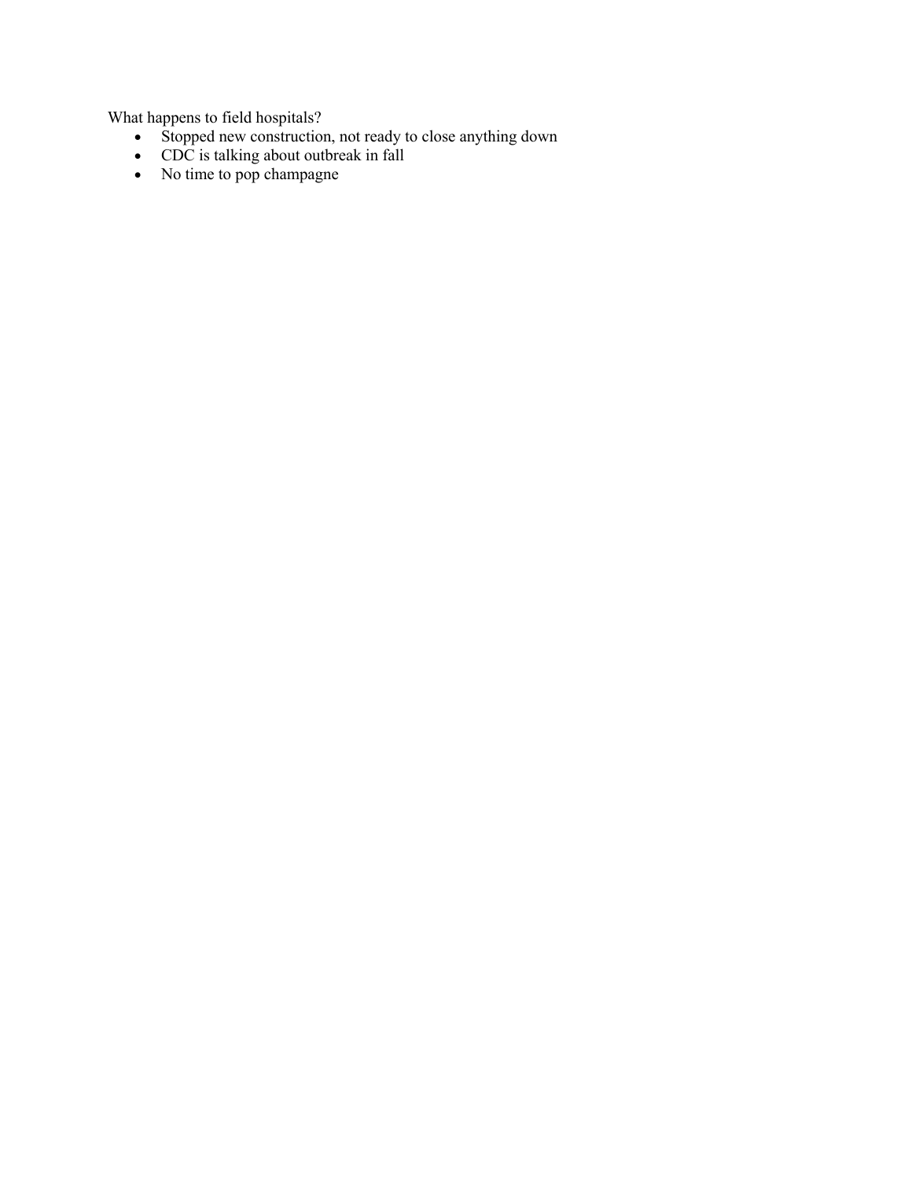What happens to field hospitals?

- Stopped new construction, not ready to close anything down
- CDC is talking about outbreak in fall
- No time to pop champagne